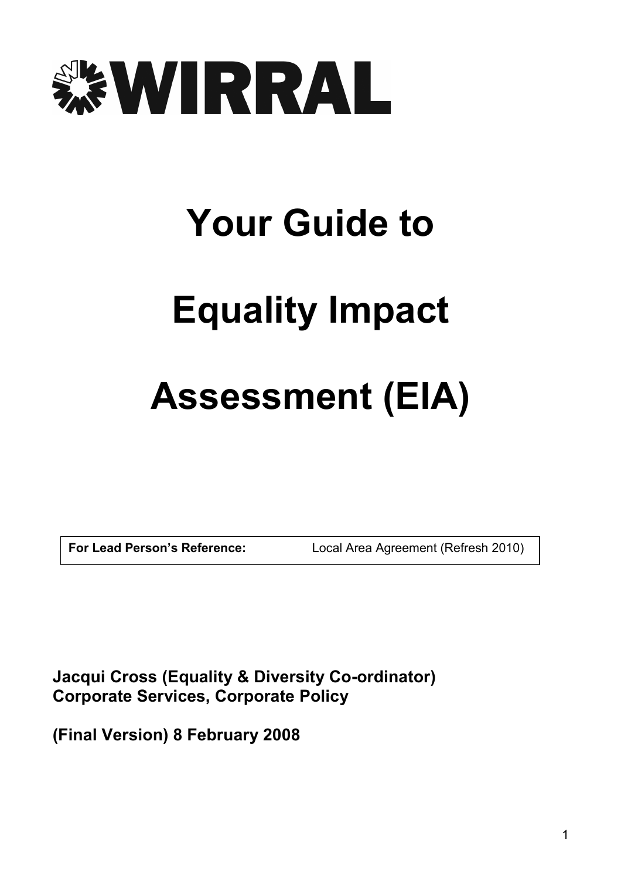WIRRAL

# Your Guide to

# Equality Impact

# Assessment (EIA)

| **For Lead Person's Reference:** | Local Area Agreement (Refresh 2010) |
|---|---|

**Jacqui Cross (Equality & Diversity Co-ordinator)**
**Corporate Services, Corporate Policy**

**(Final Version) 8 February 2008**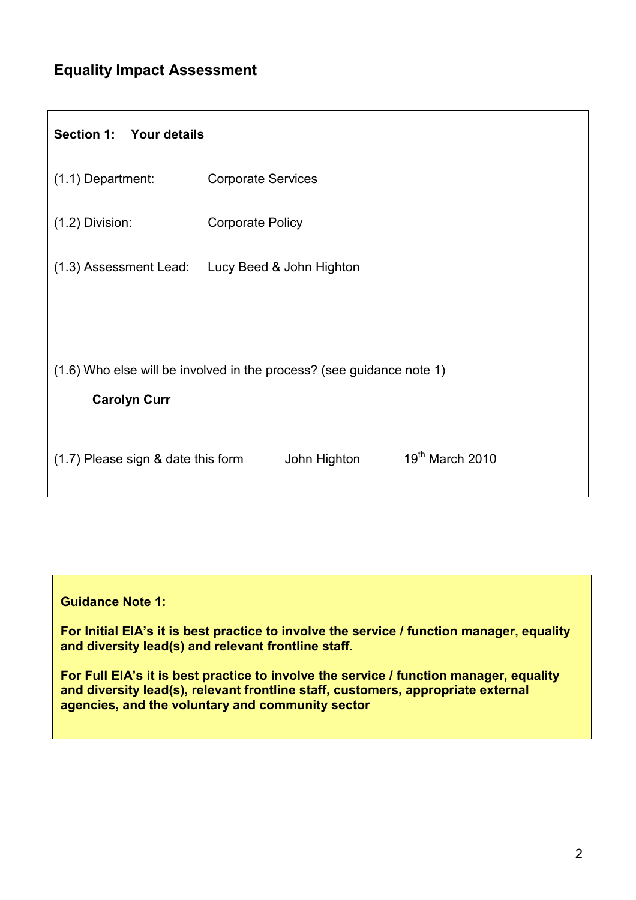## Equality Impact Assessment

**Section 1: Your details**

(1.1) Department: Corporate Services

(1.2) Division: Corporate Policy

(1.3) Assessment Lead: Lucy Beed & John Highton

(1.6) Who else will be involved in the process? (see guidance note 1)

**Carolyn Curr**

(1.7) Please sign & date this form John Highton 19th March 2010

**Guidance Note 1:**

**For Initial EIA's it is best practice to involve the service / function manager, equality and diversity lead(s) and relevant frontline staff.**

**For Full EIA's it is best practice to involve the service / function manager, equality and diversity lead(s), relevant frontline staff, customers, appropriate external agencies, and the voluntary and community sector**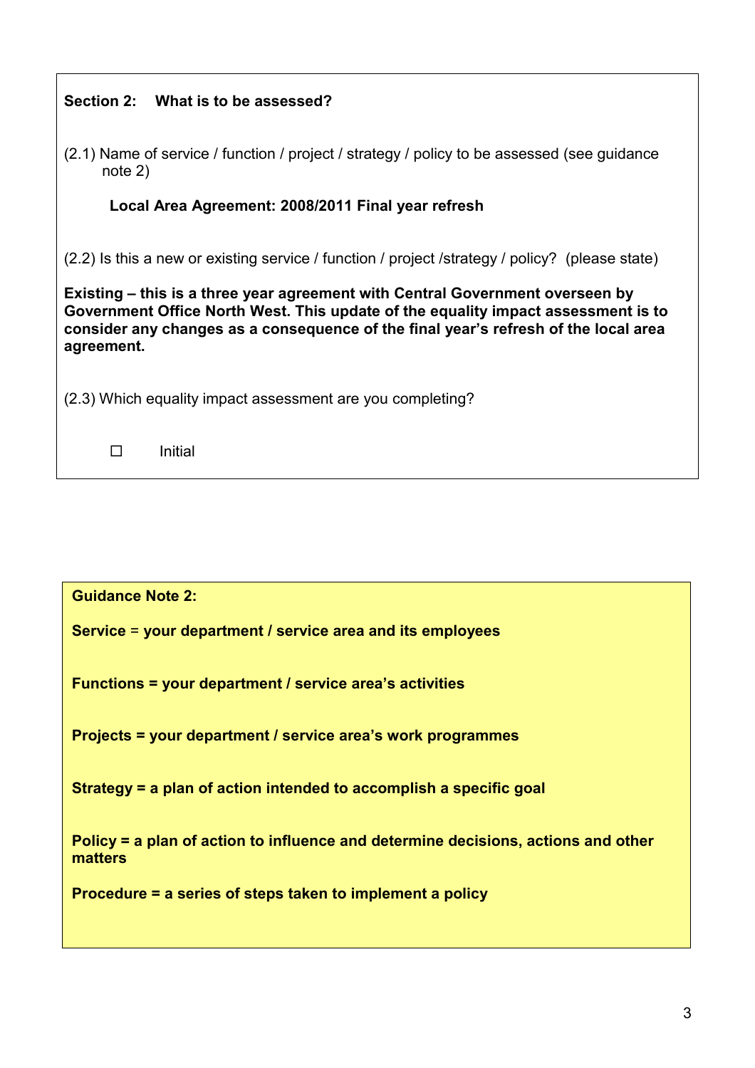**Section 2: What is to be assessed?**

(2.1) Name of service / function / project / strategy / policy to be assessed (see guidance note 2)

**Local Area Agreement: 2008/2011 Final year refresh**

(2.2) Is this a new or existing service / function / project /strategy / policy? (please state)

**Existing – this is a three year agreement with Central Government overseen by Government Office North West. This update of the equality impact assessment is to consider any changes as a consequence of the final year's refresh of the local area agreement.**

(2.3) Which equality impact assessment are you completing?

☐ Initial

**Guidance Note 2:**

**Service** = **your department / service area and its employees**

**Functions = your department / service area's activities**

**Projects = your department / service area's work programmes**

**Strategy = a plan of action intended to accomplish a specific goal**

**Policy = a plan of action to influence and determine decisions, actions and other matters**

**Procedure = a series of steps taken to implement a policy**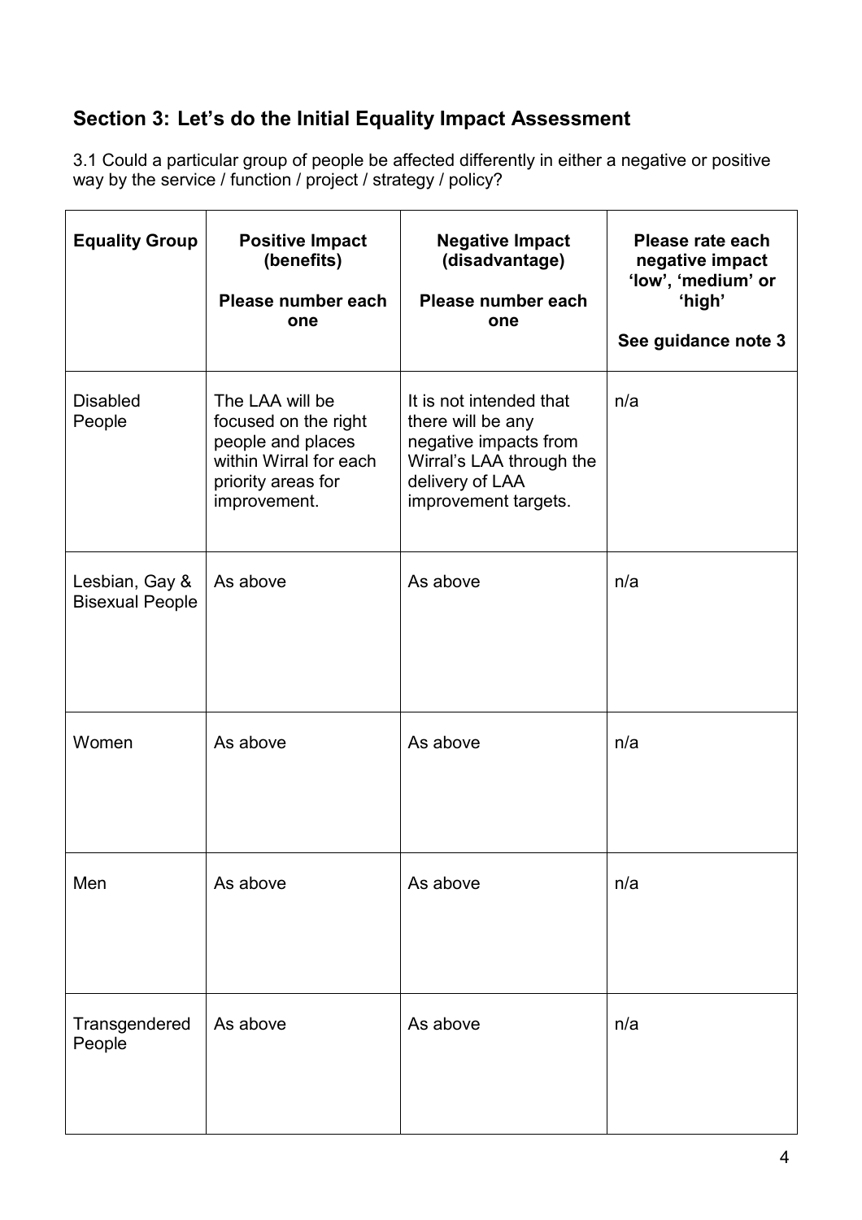## Section 3: Let's do the Initial Equality Impact Assessment

3.1 Could a particular group of people be affected differently in either a negative or positive way by the service / function / project / strategy / policy?

| Equality Group | Positive Impact (benefits)<br><br>Please number each one | Negative Impact (disadvantage)<br><br>Please number each one | Please rate each negative impact 'low', 'medium' or 'high'<br><br>See guidance note 3 |
|---|---|---|---|
| Disabled People | The LAA will be focused on the right people and places within Wirral for each priority areas for improvement. | It is not intended that there will be any negative impacts from Wirral's LAA through the delivery of LAA improvement targets. | n/a |
| Lesbian, Gay & Bisexual People | As above | As above | n/a |
| Women | As above | As above | n/a |
| Men | As above | As above | n/a |
| Transgendered People | As above | As above | n/a |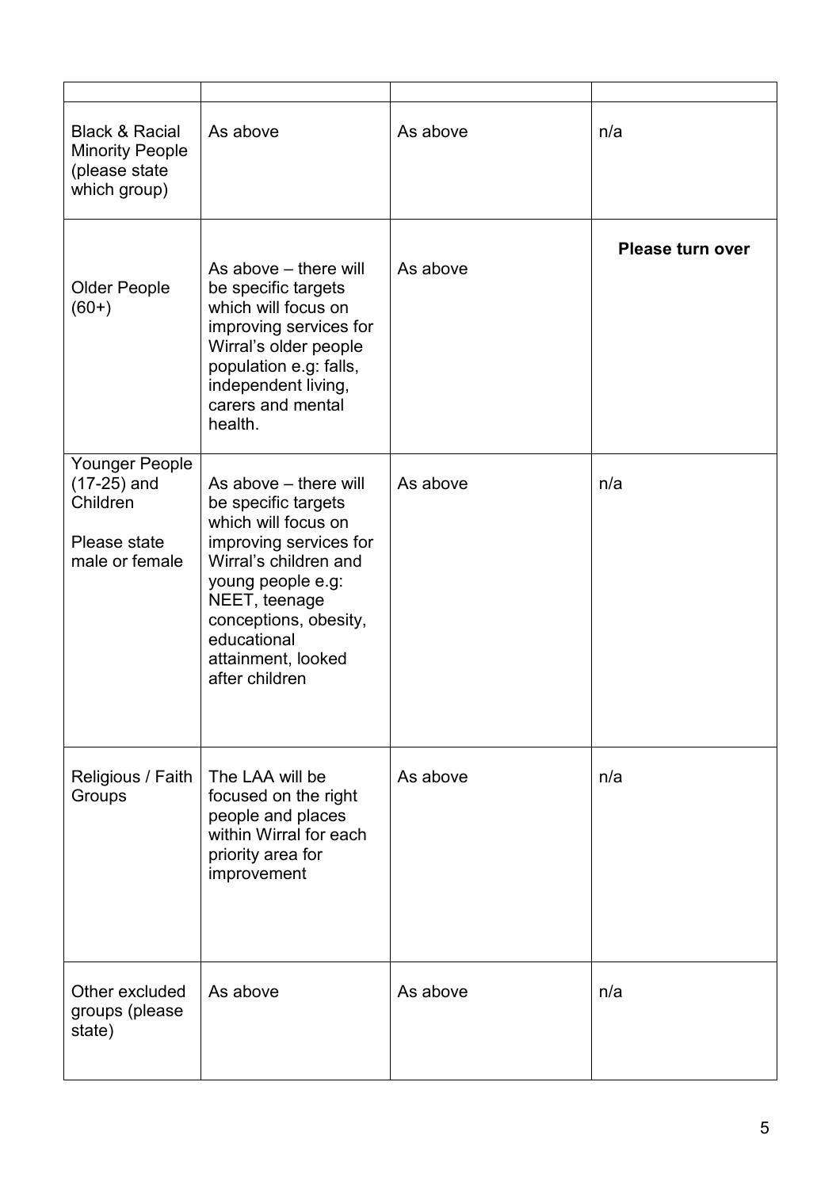| | | | |
|---|---|---|---|
| Black & Racial Minority People (please state which group) | As above | As above | n/a |
| Older People (60+) | As above – there will be specific targets which will focus on improving services for Wirral's older people population e.g: falls, independent living, carers and mental health. | As above | **Please turn over** |
| Younger People (17-25) and Children<br><br>Please state male or female | As above – there will be specific targets which will focus on improving services for Wirral's children and young people e.g: NEET, teenage conceptions, obesity, educational attainment, looked after children | As above | n/a |
| Religious / Faith Groups | The LAA will be focused on the right people and places within Wirral for each priority area for improvement | As above | n/a |
| Other excluded groups (please state) | As above | As above | n/a |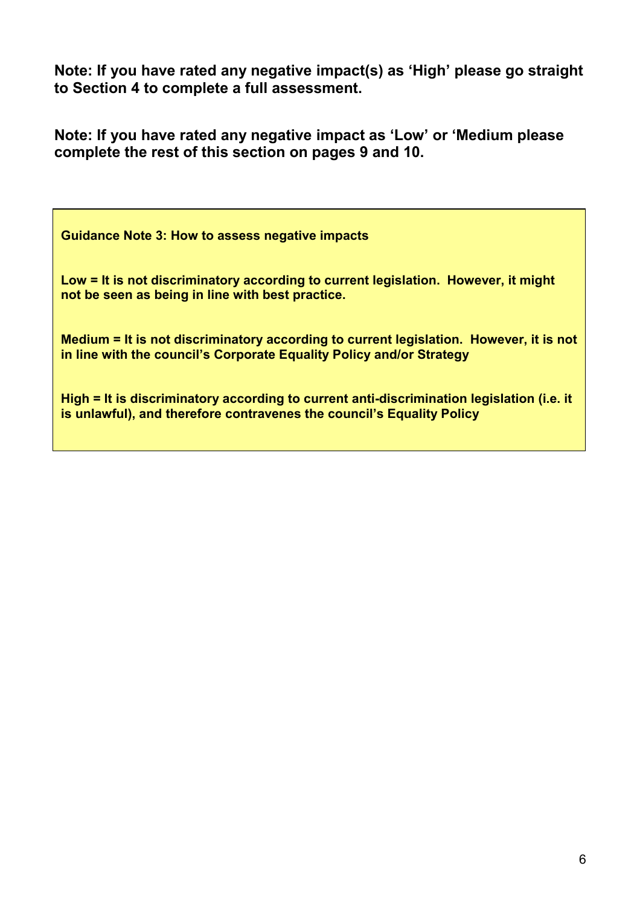**Note: If you have rated any negative impact(s) as 'High' please go straight to Section 4 to complete a full assessment.**

**Note: If you have rated any negative impact as 'Low' or 'Medium please complete the rest of this section on pages 9 and 10.**

**Guidance Note 3: How to assess negative impacts**

**Low = It is not discriminatory according to current legislation. However, it might not be seen as being in line with best practice.**

**Medium = It is not discriminatory according to current legislation. However, it is not in line with the council's Corporate Equality Policy and/or Strategy**

**High = It is discriminatory according to current anti-discrimination legislation (i.e. it is unlawful), and therefore contravenes the council's Equality Policy**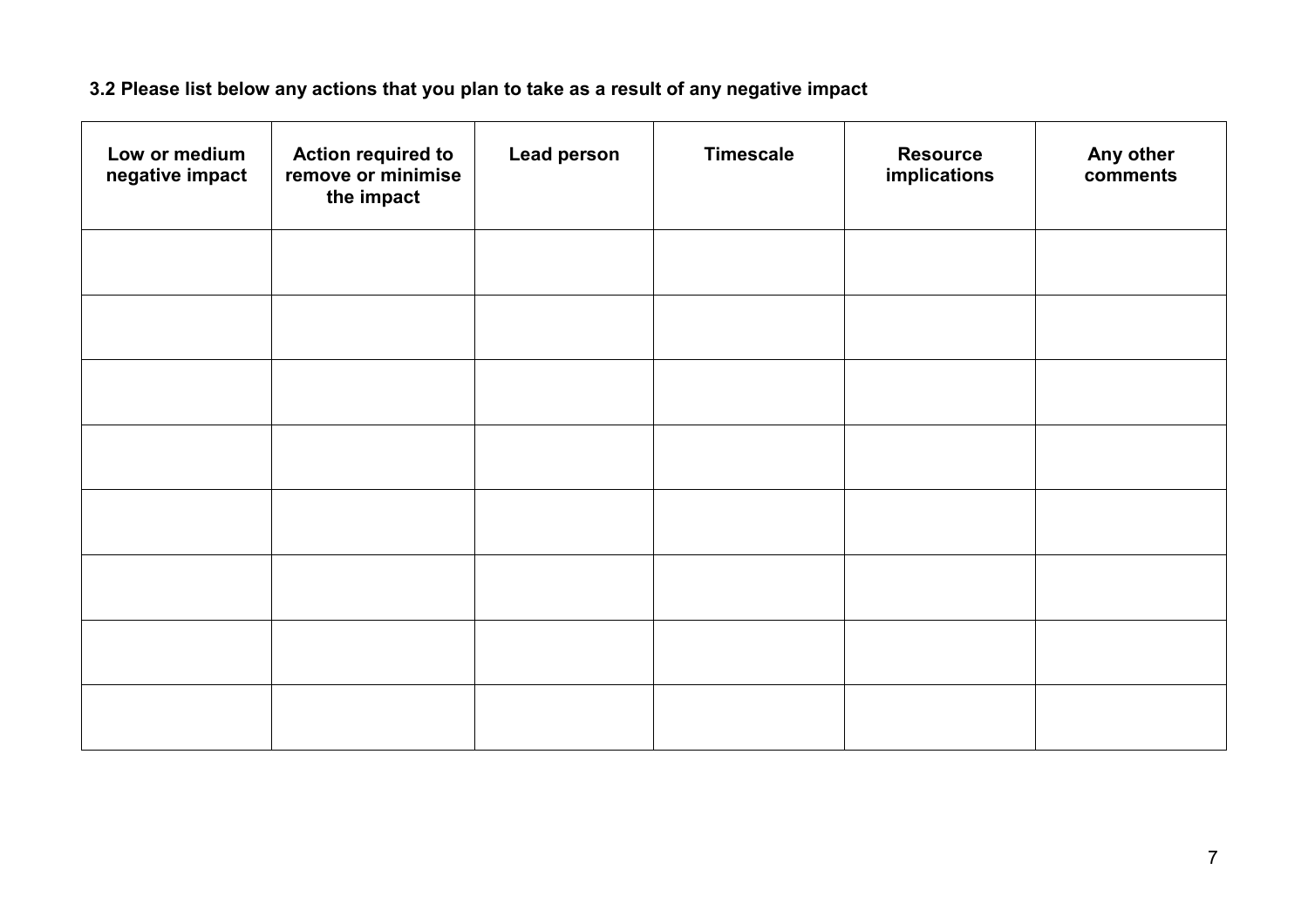**3.2 Please list below any actions that you plan to take as a result of any negative impact**

| Low or medium negative impact | Action required to remove or minimise the impact | Lead person | Timescale | Resource implications | Any other comments |
|---|---|---|---|---|---|
| | | | | | |
| | | | | | |
| | | | | | |
| | | | | | |
| | | | | | |
| | | | | | |
| | | | | | |
| | | | | | |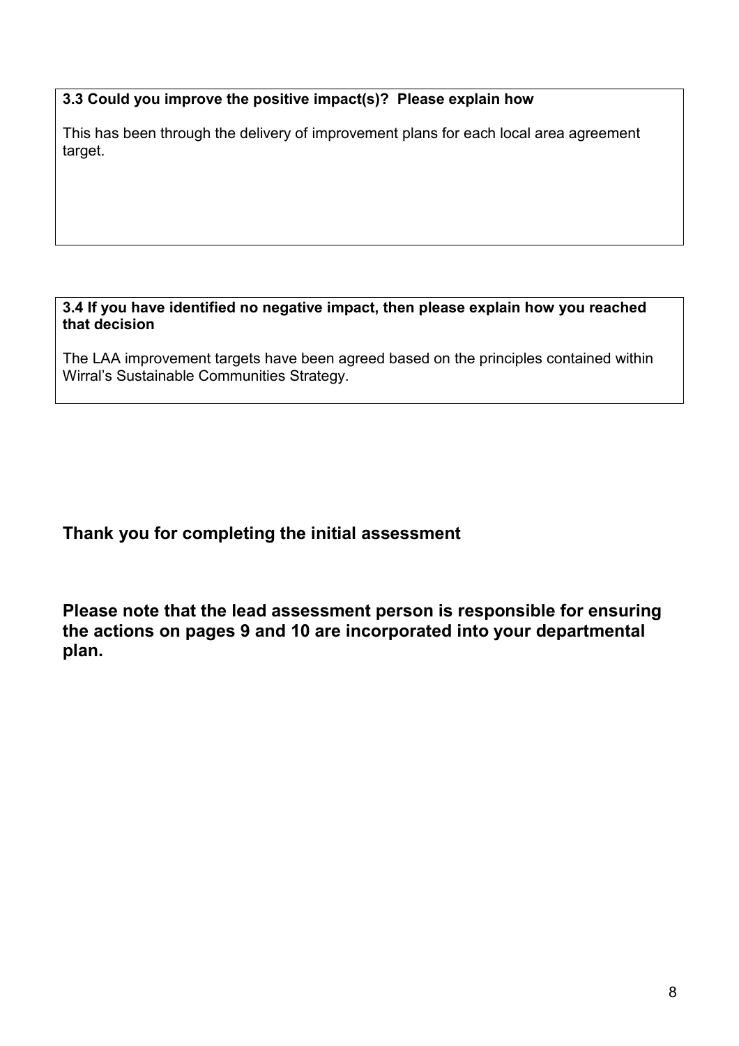**3.3 Could you improve the positive impact(s)? Please explain how**

This has been through the delivery of improvement plans for each local area agreement target.

**3.4 If you have identified no negative impact, then please explain how you reached that decision**

The LAA improvement targets have been agreed based on the principles contained within Wirral's Sustainable Communities Strategy.

**Thank you for completing the initial assessment**

**Please note that the lead assessment person is responsible for ensuring the actions on pages 9 and 10 are incorporated into your departmental plan.**